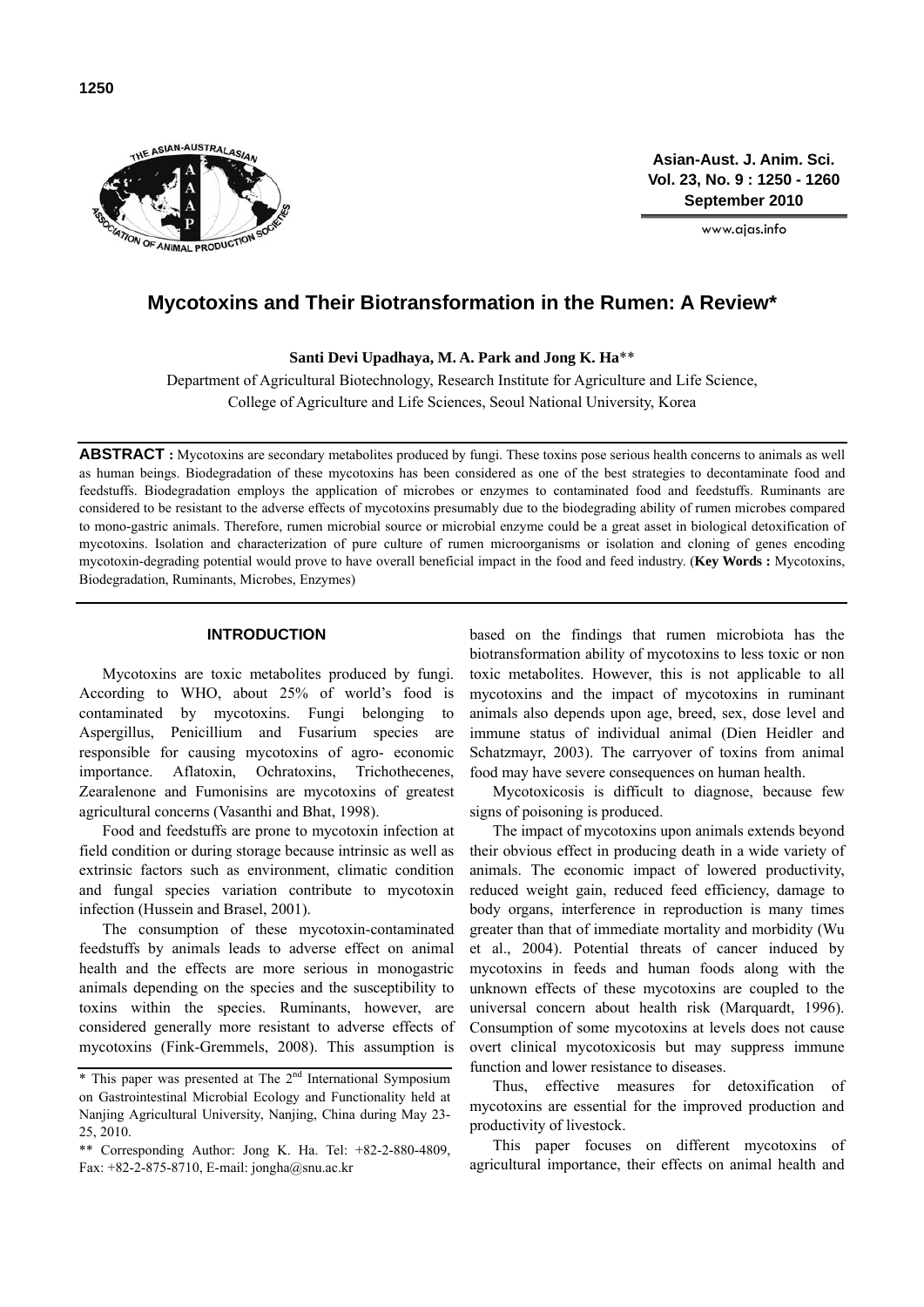# Mycotoxins and Their Biotransformation in the Rumen: A Review*

**Santi Devi Upadhaya, M. A. Park and Jong K. Ha**\*\*

Department of Agricultural Biotechnology, Research Institute for Agriculture and Life Science,
College of Agriculture and Life Sciences, Seoul National University, Korea

**ABSTRACT :** Mycotoxins are secondary metabolites produced by fungi. These toxins pose serious health concerns to animals as well as human beings. Biodegradation of these mycotoxins has been considered as one of the best strategies to decontaminate food and feedstuffs. Biodegradation employs the application of microbes or enzymes to contaminated food and feedstuffs. Ruminants are considered to be resistant to the adverse effects of mycotoxins presumably due to the biodegrading ability of rumen microbes compared to mono-gastric animals. Therefore, rumen microbial source or microbial enzyme could be a great asset in biological detoxification of mycotoxins. Isolation and characterization of pure culture of rumen microorganisms or isolation and cloning of genes encoding mycotoxin-degrading potential would prove to have overall beneficial impact in the food and feed industry. (**Key Words :** Mycotoxins, Biodegradation, Ruminants, Microbes, Enzymes)

## INTRODUCTION

Mycotoxins are toxic metabolites produced by fungi. According to WHO, about 25% of world's food is contaminated by mycotoxins. Fungi belonging to Aspergillus, Penicillium and Fusarium species are responsible for causing mycotoxins of agro- economic importance. Aflatoxin, Ochratoxins, Trichothecenes, Zearalenone and Fumonisins are mycotoxins of greatest agricultural concerns (Vasanthi and Bhat, 1998).

Food and feedstuffs are prone to mycotoxin infection at field condition or during storage because intrinsic as well as extrinsic factors such as environment, climatic condition and fungal species variation contribute to mycotoxin infection (Hussein and Brasel, 2001).

The consumption of these mycotoxin-contaminated feedstuffs by animals leads to adverse effect on animal health and the effects are more serious in monogastric animals depending on the species and the susceptibility to toxins within the species. Ruminants, however, are considered generally more resistant to adverse effects of mycotoxins (Fink-Gremmels, 2008). This assumption is based on the findings that rumen microbiota has the biotransformation ability of mycotoxins to less toxic or non toxic metabolites. However, this is not applicable to all mycotoxins and the impact of mycotoxins in ruminant animals also depends upon age, breed, sex, dose level and immune status of individual animal (Dien Heidler and Schatzmayr, 2003). The carryover of toxins from animal food may have severe consequences on human health.

Mycotoxicosis is difficult to diagnose, because few signs of poisoning is produced.

The impact of mycotoxins upon animals extends beyond their obvious effect in producing death in a wide variety of animals. The economic impact of lowered productivity, reduced weight gain, reduced feed efficiency, damage to body organs, interference in reproduction is many times greater than that of immediate mortality and morbidity (Wu et al., 2004). Potential threats of cancer induced by mycotoxins in feeds and human foods along with the unknown effects of these mycotoxins are coupled to the universal concern about health risk (Marquardt, 1996). Consumption of some mycotoxins at levels does not cause overt clinical mycotoxicosis but may suppress immune function and lower resistance to diseases.

Thus, effective measures for detoxification of mycotoxins are essential for the improved production and productivity of livestock.

This paper focuses on different mycotoxins of agricultural importance, their effects on animal health and

\* This paper was presented at The 2nd International Symposium on Gastrointestinal Microbial Ecology and Functionality held at Nanjing Agricultural University, Nanjing, China during May 23-25, 2010.

\*\* Corresponding Author: Jong K. Ha. Tel: +82-2-880-4809, Fax: +82-2-875-8710, E-mail: jongha@snu.ac.kr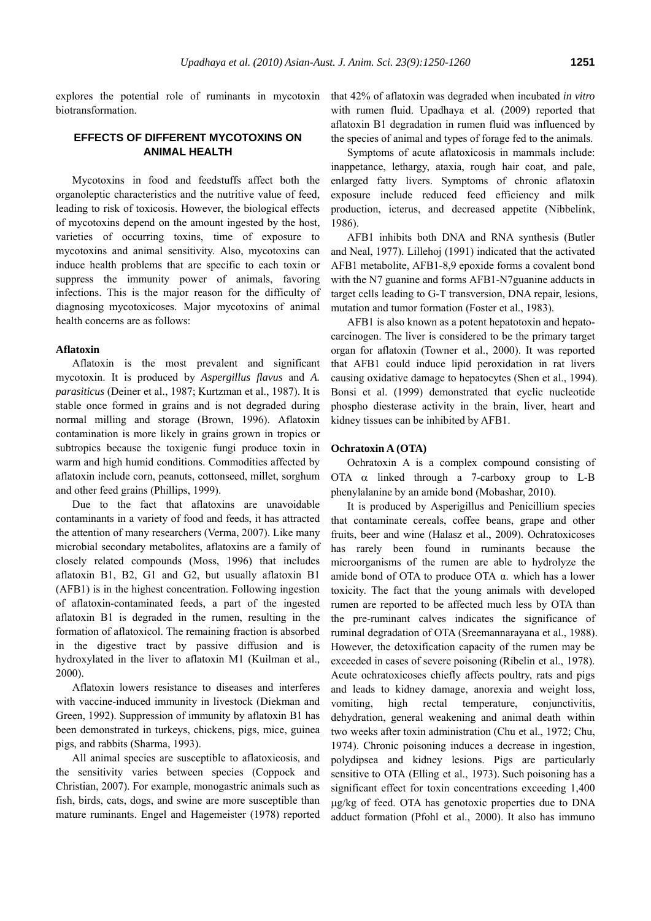explores the potential role of ruminants in mycotoxin biotransformation.

## EFFECTS OF DIFFERENT MYCOTOXINS ON ANIMAL HEALTH

Mycotoxins in food and feedstuffs affect both the organoleptic characteristics and the nutritive value of feed, leading to risk of toxicosis. However, the biological effects of mycotoxins depend on the amount ingested by the host, varieties of occurring toxins, time of exposure to mycotoxins and animal sensitivity. Also, mycotoxins can induce health problems that are specific to each toxin or suppress the immunity power of animals, favoring infections. This is the major reason for the difficulty of diagnosing mycotoxicoses. Major mycotoxins of animal health concerns are as follows:

### Aflatoxin

Aflatoxin is the most prevalent and significant mycotoxin. It is produced by *Aspergillus flavus* and *A. parasiticus* (Deiner et al., 1987; Kurtzman et al., 1987). It is stable once formed in grains and is not degraded during normal milling and storage (Brown, 1996). Aflatoxin contamination is more likely in grains grown in tropics or subtropics because the toxigenic fungi produce toxin in warm and high humid conditions. Commodities affected by aflatoxin include corn, peanuts, cottonseed, millet, sorghum and other feed grains (Phillips, 1999).

Due to the fact that aflatoxins are unavoidable contaminants in a variety of food and feeds, it has attracted the attention of many researchers (Verma, 2007). Like many microbial secondary metabolites, aflatoxins are a family of closely related compounds (Moss, 1996) that includes aflatoxin B1, B2, G1 and G2, but usually aflatoxin B1 (AFB1) is in the highest concentration. Following ingestion of aflatoxin-contaminated feeds, a part of the ingested aflatoxin B1 is degraded in the rumen, resulting in the formation of aflatoxicol. The remaining fraction is absorbed in the digestive tract by passive diffusion and is hydroxylated in the liver to aflatoxin M1 (Kuilman et al., 2000).

Aflatoxin lowers resistance to diseases and interferes with vaccine-induced immunity in livestock (Diekman and Green, 1992). Suppression of immunity by aflatoxin B1 has been demonstrated in turkeys, chickens, pigs, mice, guinea pigs, and rabbits (Sharma, 1993).

All animal species are susceptible to aflatoxicosis, and the sensitivity varies between species (Coppock and Christian, 2007). For example, monogastric animals such as fish, birds, cats, dogs, and swine are more susceptible than mature ruminants. Engel and Hagemeister (1978) reported that 42% of aflatoxin was degraded when incubated *in vitro* with rumen fluid. Upadhaya et al. (2009) reported that aflatoxin B1 degradation in rumen fluid was influenced by the species of animal and types of forage fed to the animals.

Symptoms of acute aflatoxicosis in mammals include: inappetance, lethargy, ataxia, rough hair coat, and pale, enlarged fatty livers. Symptoms of chronic aflatoxin exposure include reduced feed efficiency and milk production, icterus, and decreased appetite (Nibbelink, 1986).

AFB1 inhibits both DNA and RNA synthesis (Butler and Neal, 1977). Lillehoj (1991) indicated that the activated AFB1 metabolite, AFB1-8,9 epoxide forms a covalent bond with the N7 guanine and forms AFB1-N7guanine adducts in target cells leading to G-T transversion, DNA repair, lesions, mutation and tumor formation (Foster et al., 1983).

AFB1 is also known as a potent hepatotoxin and hepato-carcinogen. The liver is considered to be the primary target organ for aflatoxin (Towner et al., 2000). It was reported that AFB1 could induce lipid peroxidation in rat livers causing oxidative damage to hepatocytes (Shen et al., 1994). Bonsi et al. (1999) demonstrated that cyclic nucleotide phospho diesterase activity in the brain, liver, heart and kidney tissues can be inhibited by AFB1.

### Ochratoxin A (OTA)

Ochratoxin A is a complex compound consisting of OTA $\alpha$ linked through a 7-carboxy group to L-B phenylalanine by an amide bond (Mobashar, 2010).

It is produced by Asperigillus and Penicillium species that contaminate cereals, coffee beans, grape and other fruits, beer and wine (Halasz et al., 2009). Ochratoxicoses has rarely been found in ruminants because the microorganisms of the rumen are able to hydrolyze the amide bond of OTA to produce OTA $\alpha$. which has a lower toxicity. The fact that the young animals with developed rumen are reported to be affected much less by OTA than the pre-ruminant calves indicates the significance of ruminal degradation of OTA (Sreemannarayana et al., 1988). However, the detoxification capacity of the rumen may be exceeded in cases of severe poisoning (Ribelin et al., 1978). Acute ochratoxicoses chiefly affects poultry, rats and pigs and leads to kidney damage, anorexia and weight loss, vomiting, high rectal temperature, conjunctivitis, dehydration, general weakening and animal death within two weeks after toxin administration (Chu et al., 1972; Chu, 1974). Chronic poisoning induces a decrease in ingestion, polydipsea and kidney lesions. Pigs are particularly sensitive to OTA (Elling et al., 1973). Such poisoning has a significant effect for toxin concentrations exceeding 1,400 μg/kg of feed. OTA has genotoxic properties due to DNA adduct formation (Pfohl et al., 2000). It also has immuno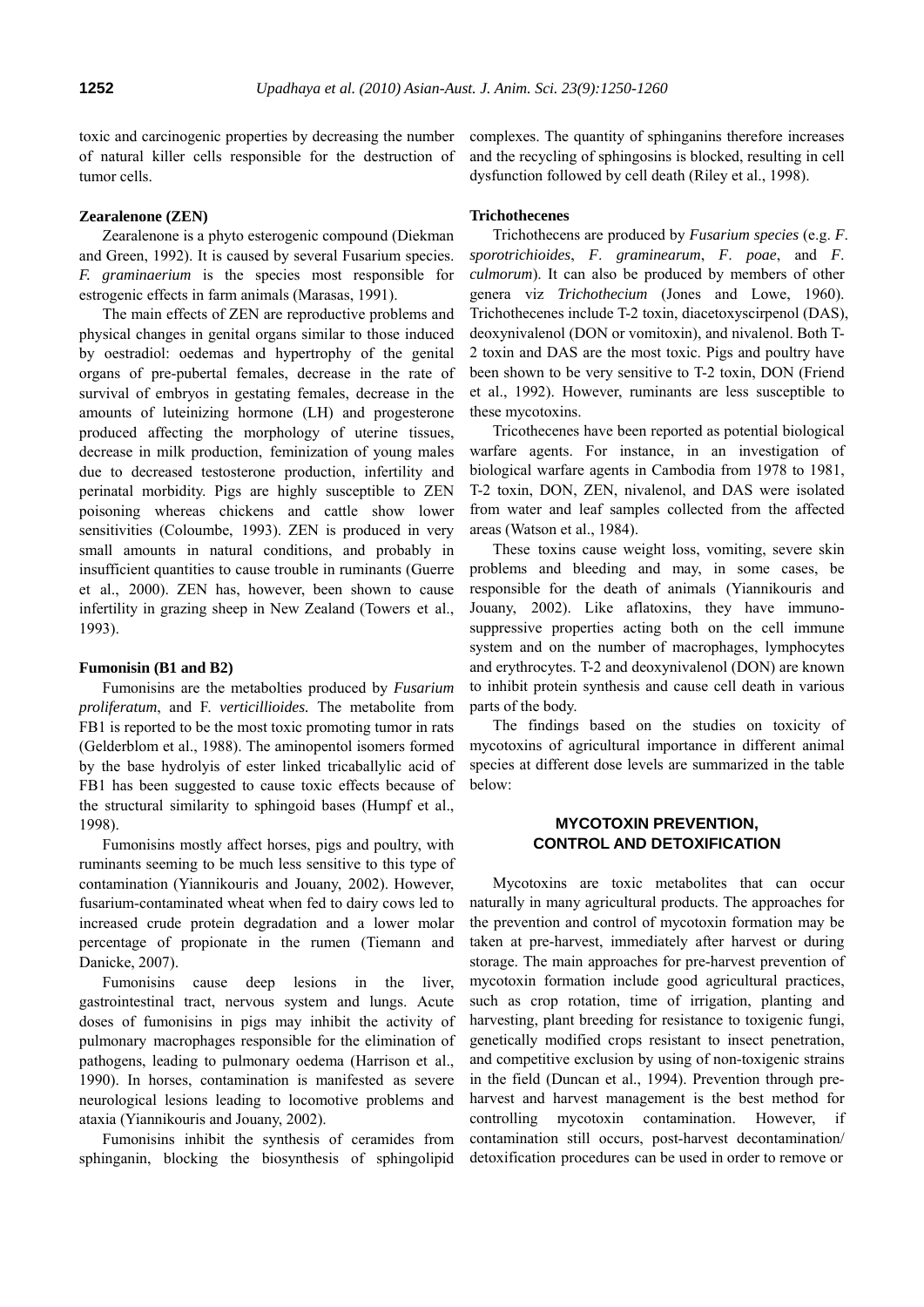toxic and carcinogenic properties by decreasing the number of natural killer cells responsible for the destruction of tumor cells.

### Zearalenone (ZEN)

Zearalenone is a phyto esterogenic compound (Diekman and Green, 1992). It is caused by several Fusarium species. *F. graminaerium* is the species most responsible for estrogenic effects in farm animals (Marasas, 1991).

The main effects of ZEN are reproductive problems and physical changes in genital organs similar to those induced by oestradiol: oedemas and hypertrophy of the genital organs of pre-pubertal females, decrease in the rate of survival of embryos in gestating females, decrease in the amounts of luteinizing hormone (LH) and progesterone produced affecting the morphology of uterine tissues, decrease in milk production, feminization of young males due to decreased testosterone production, infertility and perinatal morbidity. Pigs are highly susceptible to ZEN poisoning whereas chickens and cattle show lower sensitivities (Coloumbe, 1993). ZEN is produced in very small amounts in natural conditions, and probably in insufficient quantities to cause trouble in ruminants (Guerre et al., 2000). ZEN has, however, been shown to cause infertility in grazing sheep in New Zealand (Towers et al., 1993).

### Fumonisin (B1 and B2)

Fumonisins are the metabolties produced by *Fusarium proliferatum*, and F. *verticillioides.* The metabolite from FB1 is reported to be the most toxic promoting tumor in rats (Gelderblom et al., 1988). The aminopentol isomers formed by the base hydrolyis of ester linked tricaballylic acid of FB1 has been suggested to cause toxic effects because of the structural similarity to sphingoid bases (Humpf et al., 1998).

Fumonisins mostly affect horses, pigs and poultry, with ruminants seeming to be much less sensitive to this type of contamination (Yiannikouris and Jouany, 2002). However, fusarium-contaminated wheat when fed to dairy cows led to increased crude protein degradation and a lower molar percentage of propionate in the rumen (Tiemann and Danicke, 2007).

Fumonisins cause deep lesions in the liver, gastrointestinal tract, nervous system and lungs. Acute doses of fumonisins in pigs may inhibit the activity of pulmonary macrophages responsible for the elimination of pathogens, leading to pulmonary oedema (Harrison et al., 1990). In horses, contamination is manifested as severe neurological lesions leading to locomotive problems and ataxia (Yiannikouris and Jouany, 2002).

Fumonisins inhibit the synthesis of ceramides from sphinganin, blocking the biosynthesis of sphingolipid complexes. The quantity of sphinganins therefore increases and the recycling of sphingosins is blocked, resulting in cell dysfunction followed by cell death (Riley et al., 1998).

### Trichothecenes

Trichothecens are produced by *Fusarium species* (e.g. *F*. *sporotrichioides*, *F*. *graminearum*, *F*. *poae*, and *F*. *culmorum*). It can also be produced by members of other genera viz *Trichothecium* (Jones and Lowe, 1960). Trichothecenes include T-2 toxin, diacetoxyscirpenol (DAS), deoxynivalenol (DON or vomitoxin), and nivalenol. Both T-2 toxin and DAS are the most toxic. Pigs and poultry have been shown to be very sensitive to T-2 toxin, DON (Friend et al., 1992). However, ruminants are less susceptible to these mycotoxins.

Tricothecenes have been reported as potential biological warfare agents. For instance, in an investigation of biological warfare agents in Cambodia from 1978 to 1981, T-2 toxin, DON, ZEN, nivalenol, and DAS were isolated from water and leaf samples collected from the affected areas (Watson et al., 1984).

These toxins cause weight loss, vomiting, severe skin problems and bleeding and may, in some cases, be responsible for the death of animals (Yiannikouris and Jouany, 2002). Like aflatoxins, they have immuno-suppressive properties acting both on the cell immune system and on the number of macrophages, lymphocytes and erythrocytes. T-2 and deoxynivalenol (DON) are known to inhibit protein synthesis and cause cell death in various parts of the body.

The findings based on the studies on toxicity of mycotoxins of agricultural importance in different animal species at different dose levels are summarized in the table below:

## MYCOTOXIN PREVENTION, CONTROL AND DETOXIFICATION

Mycotoxins are toxic metabolites that can occur naturally in many agricultural products. The approaches for the prevention and control of mycotoxin formation may be taken at pre-harvest, immediately after harvest or during storage. The main approaches for pre-harvest prevention of mycotoxin formation include good agricultural practices, such as crop rotation, time of irrigation, planting and harvesting, plant breeding for resistance to toxigenic fungi, genetically modified crops resistant to insect penetration, and competitive exclusion by using of non-toxigenic strains in the field (Duncan et al., 1994). Prevention through pre-harvest and harvest management is the best method for controlling mycotoxin contamination. However, if contamination still occurs, post-harvest decontamination/ detoxification procedures can be used in order to remove or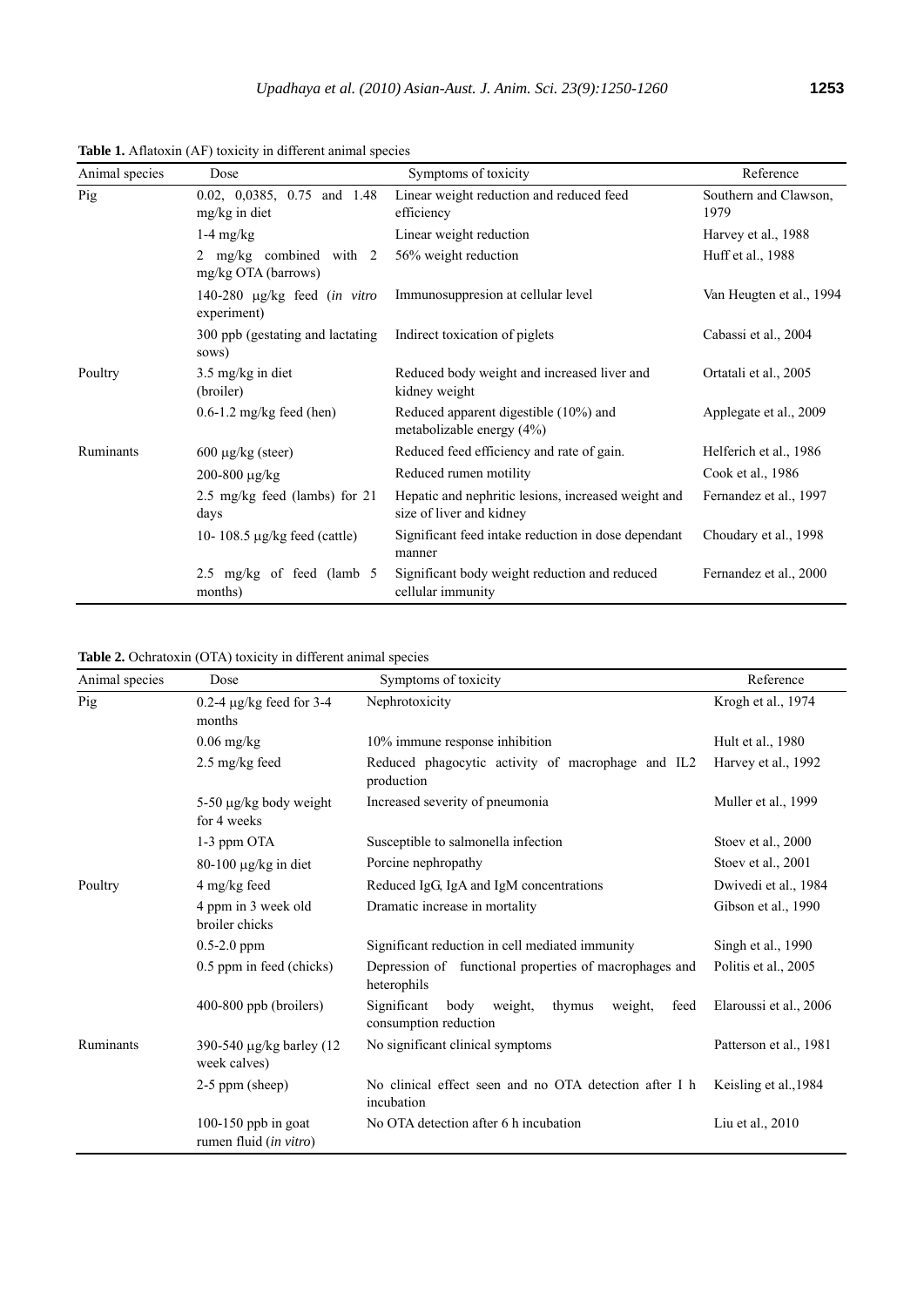**Table 1.** Aflatoxin (AF) toxicity in different animal species

| Animal species | Dose | Symptoms of toxicity | Reference |
|---|---|---|---|
| Pig | 0.02, 0,0385, 0.75 and 1.48 mg/kg in diet | Linear weight reduction and reduced feed efficiency | Southern and Clawson, 1979 |
| | 1-4 mg/kg | Linear weight reduction | Harvey et al., 1988 |
| | 2 mg/kg combined with 2 mg/kg OTA (barrows) | 56% weight reduction | Huff et al., 1988 |
| | 140-280 μg/kg feed (*in vitro* experiment) | Immunosuppresion at cellular level | Van Heugten et al., 1994 |
| | 300 ppb (gestating and lactating sows) | Indirect toxication of piglets | Cabassi et al., 2004 |
| Poultry | 3.5 mg/kg in diet (broiler) | Reduced body weight and increased liver and kidney weight | Ortatali et al., 2005 |
| | 0.6-1.2 mg/kg feed (hen) | Reduced apparent digestible (10%) and metabolizable energy (4%) | Applegate et al., 2009 |
| Ruminants | 600 μg/kg (steer) | Reduced feed efficiency and rate of gain. | Helferich et al., 1986 |
| | 200-800 μg/kg | Reduced rumen motility | Cook et al., 1986 |
| | 2.5 mg/kg feed (lambs) for 21 days | Hepatic and nephritic lesions, increased weight and size of liver and kidney | Fernandez et al., 1997 |
| | 10- 108.5 μg/kg feed (cattle) | Significant feed intake reduction in dose dependant manner | Choudary et al., 1998 |
| | 2.5 mg/kg of feed (lamb 5 months) | Significant body weight reduction and reduced cellular immunity | Fernandez et al., 2000 |

**Table 2.** Ochratoxin (OTA) toxicity in different animal species

| Animal species | Dose | Symptoms of toxicity | Reference |
|---|---|---|---|
| Pig | 0.2-4 μg/kg feed for 3-4 months | Nephrotoxicity | Krogh et al., 1974 |
| | 0.06 mg/kg | 10% immune response inhibition | Hult et al., 1980 |
| | 2.5 mg/kg feed | Reduced phagocytic activity of macrophage and IL2 production | Harvey et al., 1992 |
| | 5-50 μg/kg body weight for 4 weeks | Increased severity of pneumonia | Muller et al., 1999 |
| | 1-3 ppm OTA | Susceptible to salmonella infection | Stoev et al., 2000 |
| | 80-100 μg/kg in diet | Porcine nephropathy | Stoev et al., 2001 |
| Poultry | 4 mg/kg feed | Reduced IgG, IgA and IgM concentrations | Dwivedi et al., 1984 |
| | 4 ppm in 3 week old broiler chicks | Dramatic increase in mortality | Gibson et al., 1990 |
| | 0.5-2.0 ppm | Significant reduction in cell mediated immunity | Singh et al., 1990 |
| | 0.5 ppm in feed (chicks) | Depression of functional properties of macrophages and heterophils | Politis et al., 2005 |
| | 400-800 ppb (broilers) | Significant body weight, thymus weight, feed consumption reduction | Elaroussi et al., 2006 |
| Ruminants | 390-540 μg/kg barley (12 week calves) | No significant clinical symptoms | Patterson et al., 1981 |
| | 2-5 ppm (sheep) | No clinical effect seen and no OTA detection after I h incubation | Keisling et al.,1984 |
| | 100-150 ppb in goat rumen fluid (*in vitro*) | No OTA detection after 6 h incubation | Liu et al., 2010 |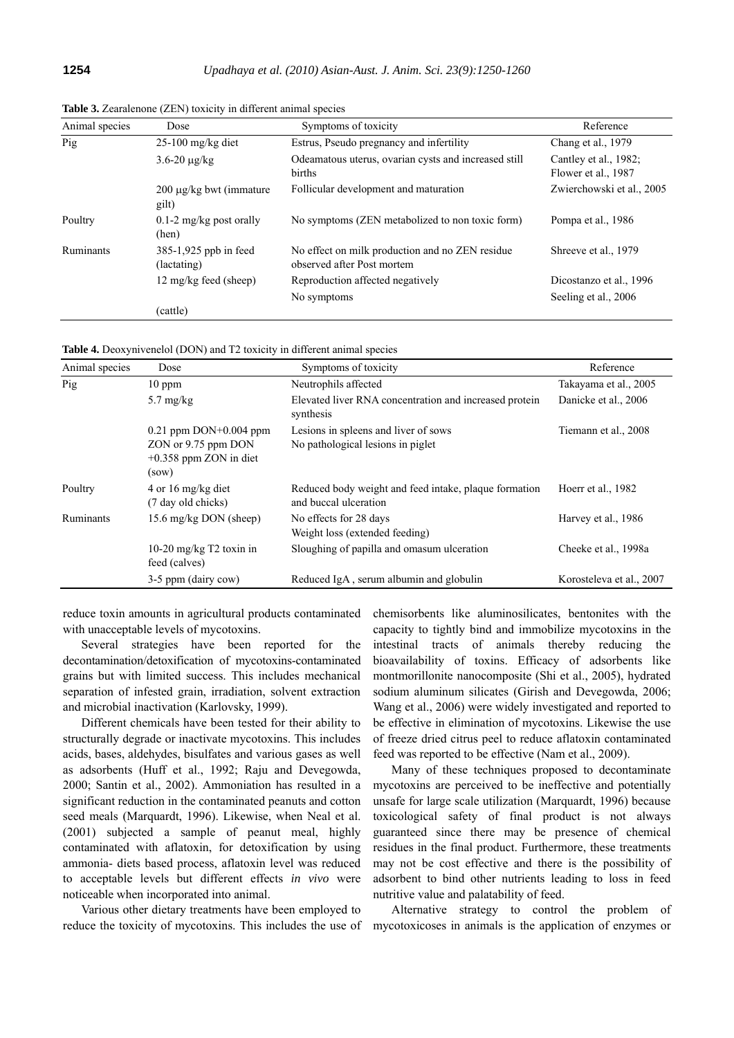**Table 3.** Zearalenone (ZEN) toxicity in different animal species

| Animal species | Dose | Symptoms of toxicity | Reference |
|---|---|---|---|
| Pig | 25-100 mg/kg diet | Estrus, Pseudo pregnancy and infertility | Chang et al., 1979 |
| | 3.6-20 μg/kg | Odeamatous uterus, ovarian cysts and increased still births | Cantley et al., 1982; Flower et al., 1987 |
| | 200 μg/kg bwt (immature gilt) | Follicular development and maturation | Zwierchowski et al., 2005 |
| Poultry | 0.1-2 mg/kg post orally (hen) | No symptoms (ZEN metabolized to non toxic form) | Pompa et al., 1986 |
| Ruminants | 385-1,925 ppb in feed (lactating) | No effect on milk production and no ZEN residue observed after Post mortem | Shreeve et al., 1979 |
| | 12 mg/kg feed (sheep) | Reproduction affected negatively | Dicostanzo et al., 1996 |
| | (cattle) | No symptoms | Seeling et al., 2006 |

**Table 4.** Deoxynivenelol (DON) and T2 toxicity in different animal species

| Animal species | Dose | Symptoms of toxicity | Reference |
|---|---|---|---|
| Pig | 10 ppm | Neutrophils affected | Takayama et al., 2005 |
| | 5.7 mg/kg | Elevated liver RNA concentration and increased protein synthesis | Danicke et al., 2006 |
| | 0.21 ppm DON+0.004 ppm ZON or 9.75 ppm DON +0.358 ppm ZON in diet (sow) | Lesions in spleens and liver of sows<br>No pathological lesions in piglet | Tiemann et al., 2008 |
| Poultry | 4 or 16 mg/kg diet (7 day old chicks) | Reduced body weight and feed intake, plaque formation and buccal ulceration | Hoerr et al., 1982 |
| Ruminants | 15.6 mg/kg DON (sheep) | No effects for 28 days<br>Weight loss (extended feeding) | Harvey et al., 1986 |
| | 10-20 mg/kg T2 toxin in feed (calves) | Sloughing of papilla and omasum ulceration | Cheeke et al., 1998a |
| | 3-5 ppm (dairy cow) | Reduced IgA , serum albumin and globulin | Korosteleva et al., 2007 |

reduce toxin amounts in agricultural products contaminated with unacceptable levels of mycotoxins.

Several strategies have been reported for the decontamination/detoxification of mycotoxins-contaminated grains but with limited success. This includes mechanical separation of infested grain, irradiation, solvent extraction and microbial inactivation (Karlovsky, 1999).

Different chemicals have been tested for their ability to structurally degrade or inactivate mycotoxins. This includes acids, bases, aldehydes, bisulfates and various gases as well as adsorbents (Huff et al., 1992; Raju and Devegowda, 2000; Santin et al., 2002). Ammoniation has resulted in a significant reduction in the contaminated peanuts and cotton seed meals (Marquardt, 1996). Likewise, when Neal et al. (2001) subjected a sample of peanut meal, highly contaminated with aflatoxin, for detoxification by using ammonia- diets based process, aflatoxin level was reduced to acceptable levels but different effects *in vivo* were noticeable when incorporated into animal.

Various other dietary treatments have been employed to reduce the toxicity of mycotoxins. This includes the use of chemisorbents like aluminosilicates, bentonites with the capacity to tightly bind and immobilize mycotoxins in the intestinal tracts of animals thereby reducing the bioavailability of toxins. Efficacy of adsorbents like montmorillonite nanocomposite (Shi et al., 2005), hydrated sodium aluminum silicates (Girish and Devegowda, 2006; Wang et al., 2006) were widely investigated and reported to be effective in elimination of mycotoxins. Likewise the use of freeze dried citrus peel to reduce aflatoxin contaminated feed was reported to be effective (Nam et al., 2009).

Many of these techniques proposed to decontaminate mycotoxins are perceived to be ineffective and potentially unsafe for large scale utilization (Marquardt, 1996) because toxicological safety of final product is not always guaranteed since there may be presence of chemical residues in the final product. Furthermore, these treatments may not be cost effective and there is the possibility of adsorbent to bind other nutrients leading to loss in feed nutritive value and palatability of feed.

Alternative strategy to control the problem of mycotoxicoses in animals is the application of enzymes or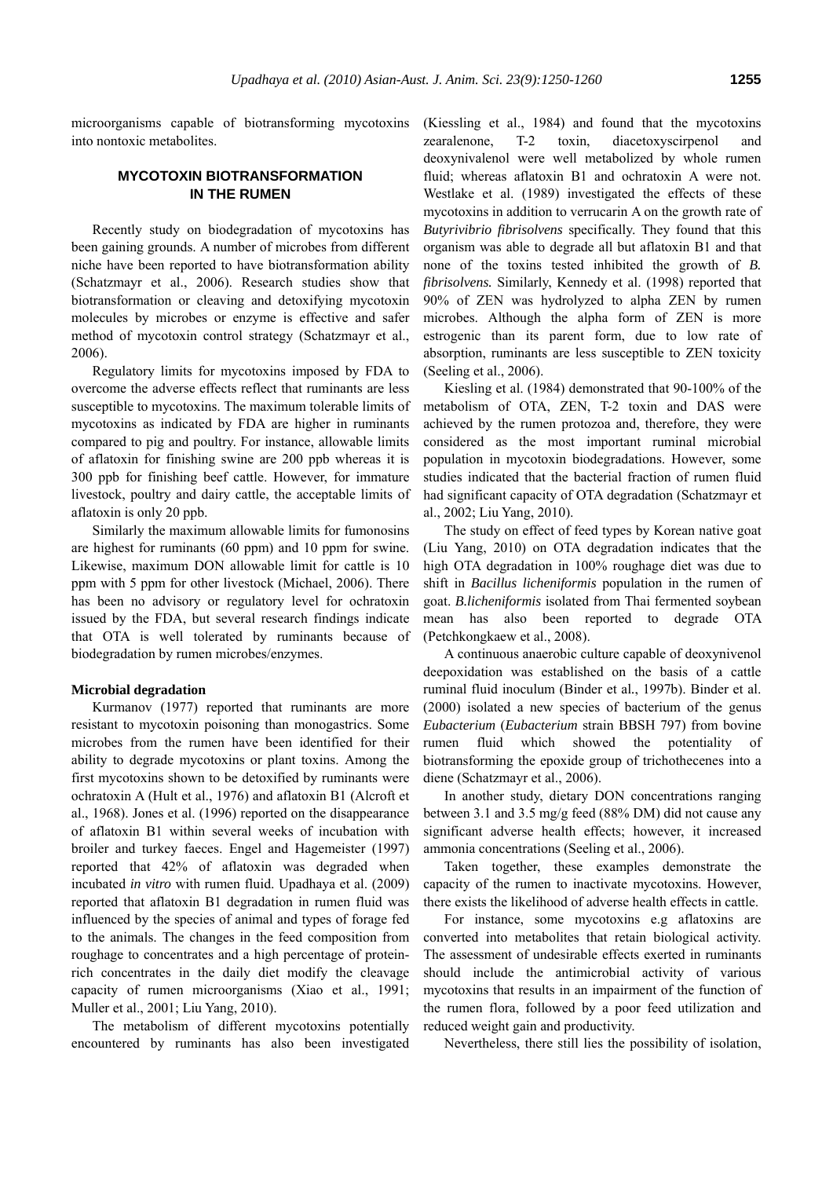microorganisms capable of biotransforming mycotoxins into nontoxic metabolites.

## MYCOTOXIN BIOTRANSFORMATION IN THE RUMEN

Recently study on biodegradation of mycotoxins has been gaining grounds. A number of microbes from different niche have been reported to have biotransformation ability (Schatzmayr et al., 2006). Research studies show that biotransformation or cleaving and detoxifying mycotoxin molecules by microbes or enzyme is effective and safer method of mycotoxin control strategy (Schatzmayr et al., 2006).

Regulatory limits for mycotoxins imposed by FDA to overcome the adverse effects reflect that ruminants are less susceptible to mycotoxins. The maximum tolerable limits of mycotoxins as indicated by FDA are higher in ruminants compared to pig and poultry. For instance, allowable limits of aflatoxin for finishing swine are 200 ppb whereas it is 300 ppb for finishing beef cattle. However, for immature livestock, poultry and dairy cattle, the acceptable limits of aflatoxin is only 20 ppb.

Similarly the maximum allowable limits for fumonosins are highest for ruminants (60 ppm) and 10 ppm for swine. Likewise, maximum DON allowable limit for cattle is 10 ppm with 5 ppm for other livestock (Michael, 2006). There has been no advisory or regulatory level for ochratoxin issued by the FDA, but several research findings indicate that OTA is well tolerated by ruminants because of biodegradation by rumen microbes/enzymes.

### Microbial degradation

Kurmanov (1977) reported that ruminants are more resistant to mycotoxin poisoning than monogastrics. Some microbes from the rumen have been identified for their ability to degrade mycotoxins or plant toxins. Among the first mycotoxins shown to be detoxified by ruminants were ochratoxin A (Hult et al., 1976) and aflatoxin B1 (Alcroft et al., 1968). Jones et al. (1996) reported on the disappearance of aflatoxin B1 within several weeks of incubation with broiler and turkey faeces. Engel and Hagemeister (1997) reported that 42% of aflatoxin was degraded when incubated *in vitro* with rumen fluid. Upadhaya et al. (2009) reported that aflatoxin B1 degradation in rumen fluid was influenced by the species of animal and types of forage fed to the animals. The changes in the feed composition from roughage to concentrates and a high percentage of protein-rich concentrates in the daily diet modify the cleavage capacity of rumen microorganisms (Xiao et al., 1991; Muller et al., 2001; Liu Yang, 2010).

The metabolism of different mycotoxins potentially encountered by ruminants has also been investigated (Kiessling et al., 1984) and found that the mycotoxins zearalenone, T-2 toxin, diacetoxyscirpenol and deoxynivalenol were well metabolized by whole rumen fluid; whereas aflatoxin B1 and ochratoxin A were not. Westlake et al. (1989) investigated the effects of these mycotoxins in addition to verrucarin A on the growth rate of *Butyrivibrio fibrisolvens* specifically. They found that this organism was able to degrade all but aflatoxin B1 and that none of the toxins tested inhibited the growth of *B. fibrisolvens.* Similarly, Kennedy et al. (1998) reported that 90% of ZEN was hydrolyzed to alpha ZEN by rumen microbes. Although the alpha form of ZEN is more estrogenic than its parent form, due to low rate of absorption, ruminants are less susceptible to ZEN toxicity (Seeling et al., 2006).

Kiesling et al. (1984) demonstrated that 90-100% of the metabolism of OTA, ZEN, T-2 toxin and DAS were achieved by the rumen protozoa and, therefore, they were considered as the most important ruminal microbial population in mycotoxin biodegradations. However, some studies indicated that the bacterial fraction of rumen fluid had significant capacity of OTA degradation (Schatzmayr et al., 2002; Liu Yang, 2010).

The study on effect of feed types by Korean native goat (Liu Yang, 2010) on OTA degradation indicates that the high OTA degradation in 100% roughage diet was due to shift in *Bacillus licheniformis* population in the rumen of goat. *B.licheniformis* isolated from Thai fermented soybean mean has also been reported to degrade OTA (Petchkongkaew et al., 2008).

A continuous anaerobic culture capable of deoxynivenol deepoxidation was established on the basis of a cattle ruminal fluid inoculum (Binder et al., 1997b). Binder et al. (2000) isolated a new species of bacterium of the genus *Eubacterium* (*Eubacterium* strain BBSH 797) from bovine rumen fluid which showed the potentiality of biotransforming the epoxide group of trichothecenes into a diene (Schatzmayr et al., 2006).

In another study, dietary DON concentrations ranging between 3.1 and 3.5 mg/g feed (88% DM) did not cause any significant adverse health effects; however, it increased ammonia concentrations (Seeling et al., 2006).

Taken together, these examples demonstrate the capacity of the rumen to inactivate mycotoxins. However, there exists the likelihood of adverse health effects in cattle.

For instance, some mycotoxins e.g aflatoxins are converted into metabolites that retain biological activity. The assessment of undesirable effects exerted in ruminants should include the antimicrobial activity of various mycotoxins that results in an impairment of the function of the rumen flora, followed by a poor feed utilization and reduced weight gain and productivity.

Nevertheless, there still lies the possibility of isolation,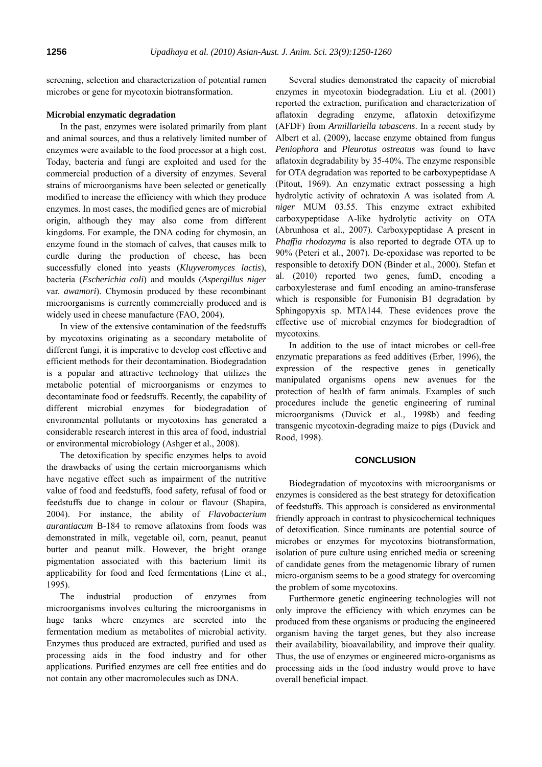screening, selection and characterization of potential rumen microbes or gene for mycotoxin biotransformation.

**Microbial enzymatic degradation**

In the past, enzymes were isolated primarily from plant and animal sources, and thus a relatively limited number of enzymes were available to the food processor at a high cost. Today, bacteria and fungi are exploited and used for the commercial production of a diversity of enzymes. Several strains of microorganisms have been selected or genetically modified to increase the efficiency with which they produce enzymes. In most cases, the modified genes are of microbial origin, although they may also come from different kingdoms. For example, the DNA coding for chymosin, an enzyme found in the stomach of calves, that causes milk to curdle during the production of cheese, has been successfully cloned into yeasts (*Kluyveromyces lactis*), bacteria (*Escherichia coli*) and moulds (*Aspergillus niger* var. *awamori*). Chymosin produced by these recombinant microorganisms is currently commercially produced and is widely used in cheese manufacture (FAO, 2004).

In view of the extensive contamination of the feedstuffs by mycotoxins originating as a secondary metabolite of different fungi, it is imperative to develop cost effective and efficient methods for their decontamination. Biodegradation is a popular and attractive technology that utilizes the metabolic potential of microorganisms or enzymes to decontaminate food or feedstuffs. Recently, the capability of different microbial enzymes for biodegradation of environmental pollutants or mycotoxins has generated a considerable research interest in this area of food, industrial or environmental microbiology (Ashger et al., 2008).

The detoxification by specific enzymes helps to avoid the drawbacks of using the certain microorganisms which have negative effect such as impairment of the nutritive value of food and feedstuffs, food safety, refusal of food or feedstuffs due to change in colour or flavour (Shapira, 2004). For instance, the ability of *Flavobacterium aurantiacum* B-184 to remove aflatoxins from foods was demonstrated in milk, vegetable oil, corn, peanut, peanut butter and peanut milk. However, the bright orange pigmentation associated with this bacterium limit its applicability for food and feed fermentations (Line et al., 1995).

The industrial production of enzymes from microorganisms involves culturing the microorganisms in huge tanks where enzymes are secreted into the fermentation medium as metabolites of microbial activity. Enzymes thus produced are extracted, purified and used as processing aids in the food industry and for other applications. Purified enzymes are cell free entities and do not contain any other macromolecules such as DNA.

Several studies demonstrated the capacity of microbial enzymes in mycotoxin biodegradation. Liu et al. (2001) reported the extraction, purification and characterization of aflatoxin degrading enzyme, aflatoxin detoxifizyme (AFDF) from *Armillariella tabascens*. In a recent study by Albert et al. (2009), laccase enzyme obtained from fungus *Peniophora* and *Pleurotus ostreatus* was found to have aflatoxin degradability by 35-40%. The enzyme responsible for OTA degradation was reported to be carboxypeptidase A (Pitout, 1969). An enzymatic extract possessing a high hydrolytic activity of ochratoxin A was isolated from *A. niger* MUM 03.55. This enzyme extract exhibited carboxypeptidase A-like hydrolytic activity on OTA (Abrunhosa et al., 2007). Carboxypeptidase A present in *Phaffia rhodozyma* is also reported to degrade OTA up to 90% (Peteri et al., 2007). De-epoxidase was reported to be responsible to detoxify DON (Binder et al., 2000). Stefan et al. (2010) reported two genes, fumD, encoding a carboxylesterase and fumI encoding an amino-transferase which is responsible for Fumonisin B1 degradation by Sphingopyxis sp. MTA144. These evidences prove the effective use of microbial enzymes for biodegradtion of mycotoxins.

In addition to the use of intact microbes or cell-free enzymatic preparations as feed additives (Erber, 1996), the expression of the respective genes in genetically manipulated organisms opens new avenues for the protection of health of farm animals. Examples of such procedures include the genetic engineering of ruminal microorganisms (Duvick et al., 1998b) and feeding transgenic mycotoxin-degrading maize to pigs (Duvick and Rood, 1998).

## CONCLUSION

Biodegradation of mycotoxins with microorganisms or enzymes is considered as the best strategy for detoxification of feedstuffs. This approach is considered as environmental friendly approach in contrast to physicochemical techniques of detoxification. Since ruminants are potential source of microbes or enzymes for mycotoxins biotransformation, isolation of pure culture using enriched media or screening of candidate genes from the metagenomic library of rumen micro-organism seems to be a good strategy for overcoming the problem of some mycotoxins.

Furthermore genetic engineering technologies will not only improve the efficiency with which enzymes can be produced from these organisms or producing the engineered organism having the target genes, but they also increase their availability, bioavailability, and improve their quality. Thus, the use of enzymes or engineered micro-organisms as processing aids in the food industry would prove to have overall beneficial impact.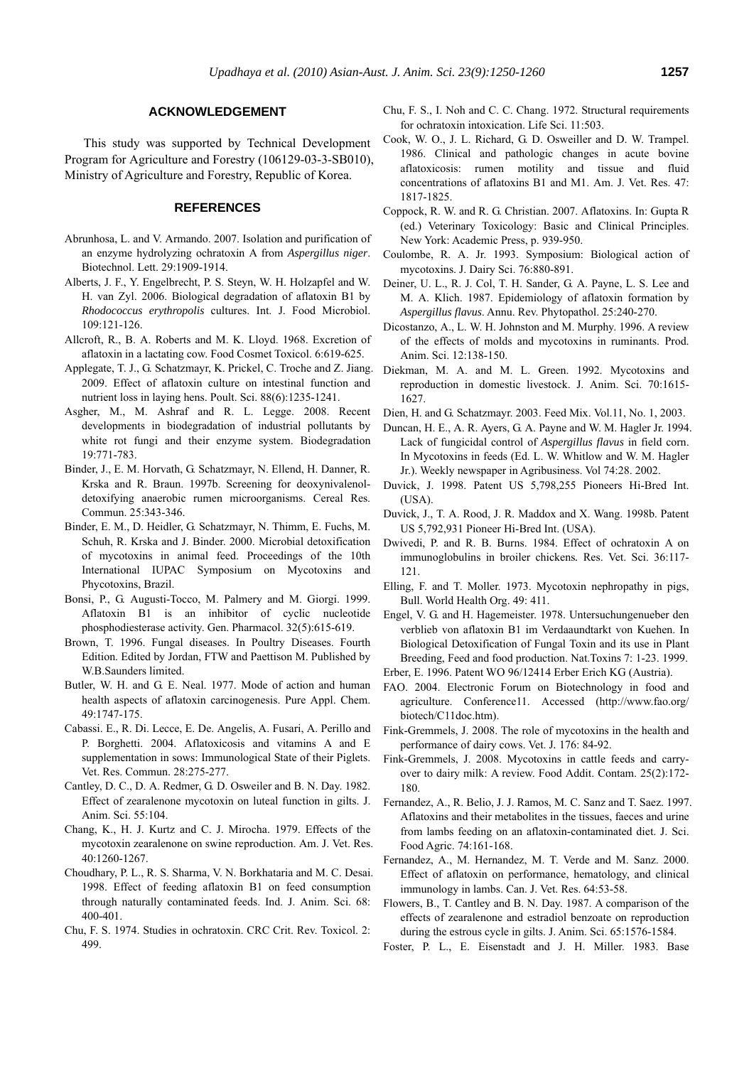## ACKNOWLEDGEMENT

This study was supported by Technical Development Program for Agriculture and Forestry (106129-03-3-SB010), Ministry of Agriculture and Forestry, Republic of Korea.

## REFERENCES

Abrunhosa, L. and V. Armando. 2007. Isolation and purification of an enzyme hydrolyzing ochratoxin A from *Aspergillus niger*. Biotechnol. Lett. 29:1909-1914.

Alberts, J. F., Y. Engelbrecht, P. S. Steyn, W. H. Holzapfel and W. H. van Zyl. 2006. Biological degradation of aflatoxin B1 by *Rhodococcus erythropolis* cultures. Int. J. Food Microbiol. 109:121-126.

Allcroft, R., B. A. Roberts and M. K. Lloyd. 1968. Excretion of aflatoxin in a lactating cow. Food Cosmet Toxicol. 6:619-625.

Applegate, T. J., G. Schatzmayr, K. Prickel, C. Troche and Z. Jiang. 2009. Effect of aflatoxin culture on intestinal function and nutrient loss in laying hens. Poult. Sci. 88(6):1235-1241.

Asgher, M., M. Ashraf and R. L. Legge. 2008. Recent developments in biodegradation of industrial pollutants by white rot fungi and their enzyme system. Biodegradation 19:771-783.

Binder, J., E. M. Horvath, G. Schatzmayr, N. Ellend, H. Danner, R. Krska and R. Braun. 1997b. Screening for deoxynivalenol-detoxifying anaerobic rumen microorganisms. Cereal Res. Commun. 25:343-346.

Binder, E. M., D. Heidler, G. Schatzmayr, N. Thimm, E. Fuchs, M. Schuh, R. Krska and J. Binder. 2000. Microbial detoxification of mycotoxins in animal feed. Proceedings of the 10th International IUPAC Symposium on Mycotoxins and Phycotoxins, Brazil.

Bonsi, P., G. Augusti-Tocco, M. Palmery and M. Giorgi. 1999. Aflatoxin B1 is an inhibitor of cyclic nucleotide phosphodiesterase activity. Gen. Pharmacol. 32(5):615-619.

Brown, T. 1996. Fungal diseases. In Poultry Diseases. Fourth Edition. Edited by Jordan, FTW and Paettison M. Published by W.B.Saunders limited.

Butler, W. H. and G. E. Neal. 1977. Mode of action and human health aspects of aflatoxin carcinogenesis. Pure Appl. Chem. 49:1747-175.

Cabassi. E., R. Di. Lecce, E. De. Angelis, A. Fusari, A. Perillo and P. Borghetti. 2004. Aflatoxicosis and vitamins A and E supplementation in sows: Immunological State of their Piglets. Vet. Res. Commun. 28:275-277.

Cantley, D. C., D. A. Redmer, G. D. Osweiler and B. N. Day. 1982. Effect of zearalenone mycotoxin on luteal function in gilts. J. Anim. Sci. 55:104.

Chang, K., H. J. Kurtz and C. J. Mirocha. 1979. Effects of the mycotoxin zearalenone on swine reproduction. Am. J. Vet. Res. 40:1260-1267.

Choudhary, P. L., R. S. Sharma, V. N. Borkhataria and M. C. Desai. 1998. Effect of feeding aflatoxin B1 on feed consumption through naturally contaminated feeds. Ind. J. Anim. Sci. 68: 400-401.

Chu, F. S. 1974. Studies in ochratoxin. CRC Crit. Rev. Toxicol. 2: 499.

Chu, F. S., I. Noh and C. C. Chang. 1972. Structural requirements for ochratoxin intoxication. Life Sci. 11:503.

Cook, W. O., J. L. Richard, G. D. Osweiller and D. W. Trampel. 1986. Clinical and pathologic changes in acute bovine aflatoxicosis: rumen motility and tissue and fluid concentrations of aflatoxins B1 and M1. Am. J. Vet. Res. 47: 1817-1825.

Coppock, R. W. and R. G. Christian. 2007. Aflatoxins. In: Gupta R (ed.) Veterinary Toxicology: Basic and Clinical Principles. New York: Academic Press, p. 939-950.

Coulombe, R. A. Jr. 1993. Symposium: Biological action of mycotoxins. J. Dairy Sci. 76:880-891.

Deiner, U. L., R. J. Col, T. H. Sander, G. A. Payne, L. S. Lee and M. A. Klich. 1987. Epidemiology of aflatoxin formation by *Aspergillus flavus*. Annu. Rev. Phytopathol. 25:240-270.

Dicostanzo, A., L. W. H. Johnston and M. Murphy. 1996. A review of the effects of molds and mycotoxins in ruminants. Prod. Anim. Sci. 12:138-150.

Diekman, M. A. and M. L. Green. 1992. Mycotoxins and reproduction in domestic livestock. J. Anim. Sci. 70:1615-1627.

Dien, H. and G. Schatzmayr. 2003. Feed Mix. Vol.11, No. 1, 2003.

Duncan, H. E., A. R. Ayers, G. A. Payne and W. M. Hagler Jr. 1994. Lack of fungicidal control of *Aspergillus flavus* in field corn. In Mycotoxins in feeds (Ed. L. W. Whitlow and W. M. Hagler Jr.). Weekly newspaper in Agribusiness. Vol 74:28. 2002.

Duvick, J. 1998. Patent US 5,798,255 Pioneers Hi-Bred Int. (USA).

Duvick, J., T. A. Rood, J. R. Maddox and X. Wang. 1998b. Patent US 5,792,931 Pioneer Hi-Bred Int. (USA).

Dwivedi, P. and R. B. Burns. 1984. Effect of ochratoxin A on immunoglobulins in broiler chickens. Res. Vet. Sci. 36:117-121.

Elling, F. and T. Moller. 1973. Mycotoxin nephropathy in pigs, Bull. World Health Org. 49: 411.

Engel, V. G. and H. Hagemeister. 1978. Untersuchungenueber den verblieb von aflatoxin B1 im Verdaaundtarkt von Kuehen. In Biological Detoxification of Fungal Toxin and its use in Plant Breeding, Feed and food production. Nat.Toxins 7: 1-23. 1999.

Erber, E. 1996. Patent WO 96/12414 Erber Erich KG (Austria).

FAO. 2004. Electronic Forum on Biotechnology in food and agriculture. Conference11. Accessed (http://www.fao.org/biotech/C11doc.htm).

Fink-Gremmels, J. 2008. The role of mycotoxins in the health and performance of dairy cows. Vet. J. 176: 84-92.

Fink-Gremmels, J. 2008. Mycotoxins in cattle feeds and carry-over to dairy milk: A review. Food Addit. Contam. 25(2):172-180.

Fernandez, A., R. Belio, J. J. Ramos, M. C. Sanz and T. Saez. 1997. Aflatoxins and their metabolites in the tissues, faeces and urine from lambs feeding on an aflatoxin-contaminated diet. J. Sci. Food Agric. 74:161-168.

Fernandez, A., M. Hernandez, M. T. Verde and M. Sanz. 2000. Effect of aflatoxin on performance, hematology, and clinical immunology in lambs. Can. J. Vet. Res. 64:53-58.

Flowers, B., T. Cantley and B. N. Day. 1987. A comparison of the effects of zearalenone and estradiol benzoate on reproduction during the estrous cycle in gilts. J. Anim. Sci. 65:1576-1584.

Foster, P. L., E. Eisenstadt and J. H. Miller. 1983. Base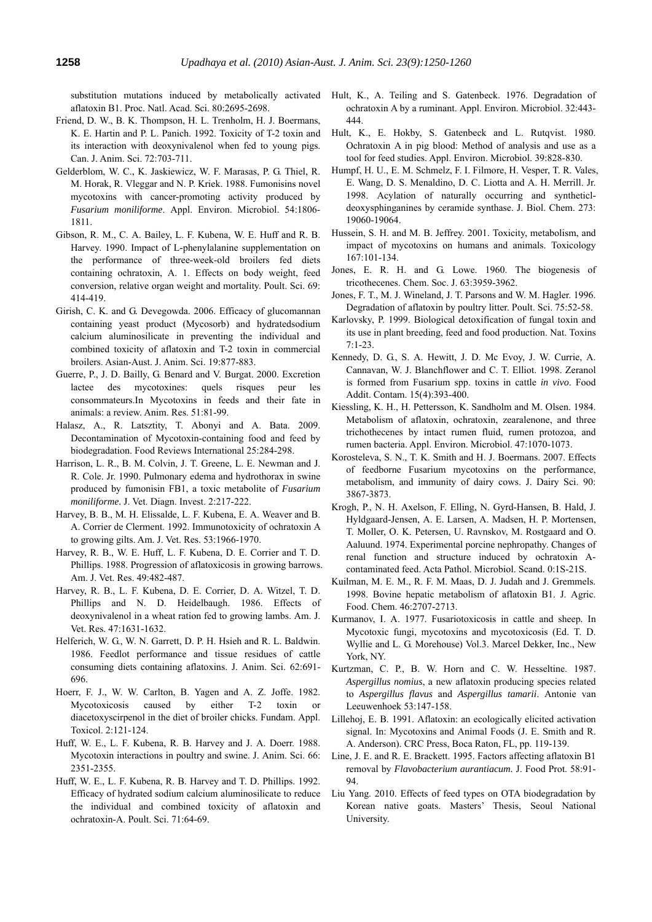substitution mutations induced by metabolically activated aflatoxin B1. Proc. Natl. Acad. Sci. 80:2695-2698.

Friend, D. W., B. K. Thompson, H. L. Trenholm, H. J. Boermans, K. E. Hartin and P. L. Panich. 1992. Toxicity of T-2 toxin and its interaction with deoxynivalenol when fed to young pigs. Can. J. Anim. Sci. 72:703-711.

Gelderblom, W. C., K. Jaskiewicz, W. F. Marasas, P. G. Thiel, R. M. Horak, R. Vleggar and N. P. Kriek. 1988. Fumonisins novel mycotoxins with cancer-promoting activity produced by *Fusarium moniliforme*. Appl. Environ. Microbiol. 54:1806-1811.

Gibson, R. M., C. A. Bailey, L. F. Kubena, W. E. Huff and R. B. Harvey. 1990. Impact of L-phenylalanine supplementation on the performance of three-week-old broilers fed diets containing ochratoxin, A. 1. Effects on body weight, feed conversion, relative organ weight and mortality. Poult. Sci. 69: 414-419.

Girish, C. K. and G. Devegowda. 2006. Efficacy of glucomannan containing yeast product (Mycosorb) and hydratedsodium calcium aluminosilicate in preventing the individual and combined toxicity of aflatoxin and T-2 toxin in commercial broilers. Asian-Aust. J. Anim. Sci. 19:877-883.

Guerre, P., J. D. Bailly, G. Benard and V. Burgat. 2000. Excretion lactee des mycotoxines: quels risques peur les consommateurs.In Mycotoxins in feeds and their fate in animals: a review. Anim. Res. 51:81-99.

Halasz, A., R. Latsztity, T. Abonyi and A. Bata. 2009. Decontamination of Mycotoxin-containing food and feed by biodegradation. Food Reviews International 25:284-298.

Harrison, L. R., B. M. Colvin, J. T. Greene, L. E. Newman and J. R. Cole. Jr. 1990. Pulmonary edema and hydrothorax in swine produced by fumonisin FB1, a toxic metabolite of *Fusarium moniliforme.* J. Vet. Diagn. Invest. 2:217-222.

Harvey, B. B., M. H. Elissalde, L. F. Kubena, E. A. Weaver and B. A. Corrier de Clerment. 1992. Immunotoxicity of ochratoxin A to growing gilts. Am. J. Vet. Res. 53:1966-1970.

Harvey, R. B., W. E. Huff, L. F. Kubena, D. E. Corrier and T. D. Phillips. 1988. Progression of aflatoxicosis in growing barrows. Am. J. Vet. Res. 49:482-487.

Harvey, R. B., L. F. Kubena, D. E. Corrier, D. A. Witzel, T. D. Phillips and N. D. Heidelbaugh. 1986. Effects of deoxynivalenol in a wheat ration fed to growing lambs. Am. J. Vet. Res. 47:1631-1632.

Helferich, W. G., W. N. Garrett, D. P. H. Hsieh and R. L. Baldwin. 1986. Feedlot performance and tissue residues of cattle consuming diets containing aflatoxins. J. Anim. Sci. 62:691-696.

Hoerr, F. J., W. W. Carlton, B. Yagen and A. Z. Joffe. 1982. Mycotoxicosis caused by either T-2 toxin or diacetoxyscirpenol in the diet of broiler chicks. Fundam. Appl. Toxicol. 2:121-124.

Huff, W. E., L. F. Kubena, R. B. Harvey and J. A. Doerr. 1988. Mycotoxin interactions in poultry and swine. J. Anim. Sci. 66: 2351-2355.

Huff, W. E., L. F. Kubena, R. B. Harvey and T. D. Phillips. 1992. Efficacy of hydrated sodium calcium aluminosilicate to reduce the individual and combined toxicity of aflatoxin and ochratoxin-A. Poult. Sci. 71:64-69.

Hult, K., A. Teiling and S. Gatenbeck. 1976. Degradation of ochratoxin A by a ruminant. Appl. Environ. Microbiol. 32:443-444.

Hult, K., E. Hokby, S. Gatenbeck and L. Rutqvist. 1980. Ochratoxin A in pig blood: Method of analysis and use as a tool for feed studies. Appl. Environ. Microbiol. 39:828-830.

Humpf, H. U., E. M. Schmelz, F. I. Filmore, H. Vesper, T. R. Vales, E. Wang, D. S. Menaldino, D. C. Liotta and A. H. Merrill. Jr. 1998. Acylation of naturally occurring and syntheticl-deoxysphinganines by ceramide synthase. J. Biol. Chem. 273: 19060-19064.

Hussein, S. H. and M. B. Jeffrey. 2001. Toxicity, metabolism, and impact of mycotoxins on humans and animals. Toxicology 167:101-134.

Jones, E. R. H. and G. Lowe. 1960. The biogenesis of tricothecenes. Chem. Soc. J. 63:3959-3962.

Jones, F. T., M. J. Wineland, J. T. Parsons and W. M. Hagler. 1996. Degradation of aflatoxin by poultry litter. Poult. Sci. 75:52-58.

Karlovsky, P. 1999. Biological detoxification of fungal toxin and its use in plant breeding, feed and food production. Nat. Toxins 7:1-23.

Kennedy, D. G., S. A. Hewitt, J. D. Mc Evoy, J. W. Currie, A. Cannavan, W. J. Blanchflower and C. T. Elliot. 1998. Zeranol is formed from Fusarium spp. toxins in cattle *in vivo*. Food Addit. Contam. 15(4):393-400.

Kiessling, K. H., H. Pettersson, K. Sandholm and M. Olsen. 1984. Metabolism of aflatoxin, ochratoxin, zearalenone, and three trichothecenes by intact rumen fluid, rumen protozoa, and rumen bacteria. Appl. Environ. Microbiol. 47:1070-1073.

Korosteleva, S. N., T. K. Smith and H. J. Boermans. 2007. Effects of feedborne Fusarium mycotoxins on the performance, metabolism, and immunity of dairy cows. J. Dairy Sci. 90: 3867-3873.

Krogh, P., N. H. Axelson, F. Elling, N. Gyrd-Hansen, B. Hald, J. Hyldgaard-Jensen, A. E. Larsen, A. Madsen, H. P. Mortensen, T. Moller, O. K. Petersen, U. Ravnskov, M. Rostgaard and O. Aaluund. 1974. Experimental porcine nephropathy. Changes of renal function and structure induced by ochratoxin A-contaminated feed. Acta Pathol. Microbiol. Scand. 0:1S-21S.

Kuilman, M. E. M., R. F. M. Maas, D. J. Judah and J. Gremmels. 1998. Bovine hepatic metabolism of aflatoxin B1. J. Agric. Food. Chem. 46:2707-2713.

Kurmanov, I. A. 1977. Fusariotoxicosis in cattle and sheep. In Mycotoxic fungi, mycotoxins and mycotoxicosis (Ed. T. D. Wyllie and L. G. Morehouse) Vol.3. Marcel Dekker, Inc., New York, NY.

Kurtzman, C. P., B. W. Horn and C. W. Hesseltine. 1987. *Aspergillus nomius*, a new aflatoxin producing species related to *Aspergillus flavus* and *Aspergillus tamarii*. Antonie van Leeuwenhoek 53:147-158.

Lillehoj, E. B. 1991. Aflatoxin: an ecologically elicited activation signal. In: Mycotoxins and Animal Foods (J. E. Smith and R. A. Anderson). CRC Press, Boca Raton, FL, pp. 119-139.

Line, J. E. and R. E. Brackett. 1995. Factors affecting aflatoxin B1 removal by *Flavobacterium aurantiacum.* J. Food Prot. 58:91-94.

Liu Yang. 2010. Effects of feed types on OTA biodegradation by Korean native goats. Masters' Thesis, Seoul National University.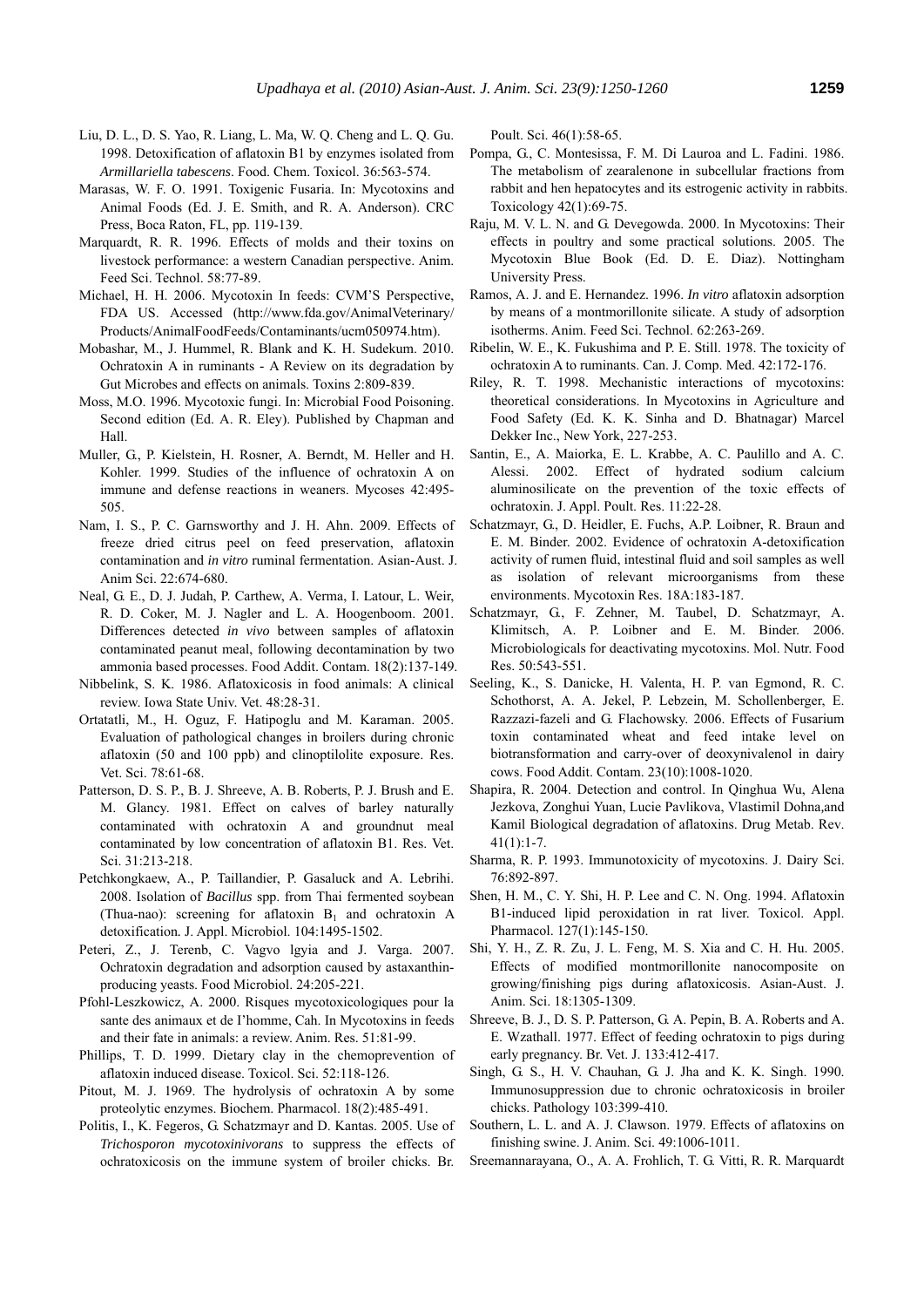Liu, D. L., D. S. Yao, R. Liang, L. Ma, W. Q. Cheng and L. Q. Gu. 1998. Detoxification of aflatoxin B1 by enzymes isolated from *Armillariella tabescens*. Food. Chem. Toxicol. 36:563-574.

Marasas, W. F. O. 1991. Toxigenic Fusaria. In: Mycotoxins and Animal Foods (Ed. J. E. Smith, and R. A. Anderson). CRC Press, Boca Raton, FL, pp. 119-139.

Marquardt, R. R. 1996. Effects of molds and their toxins on livestock performance: a western Canadian perspective. Anim. Feed Sci. Technol. 58:77-89.

Michael, H. H. 2006. Mycotoxin In feeds: CVM'S Perspective, FDA US. Accessed (http://www.fda.gov/AnimalVeterinary/Products/AnimalFoodFeeds/Contaminants/ucm050974.htm).

Mobashar, M., J. Hummel, R. Blank and K. H. Sudekum. 2010. Ochratoxin A in ruminants - A Review on its degradation by Gut Microbes and effects on animals. Toxins 2:809-839.

Moss, M.O. 1996. Mycotoxic fungi. In: Microbial Food Poisoning. Second edition (Ed. A. R. Eley). Published by Chapman and Hall.

Muller, G., P. Kielstein, H. Rosner, A. Berndt, M. Heller and H. Kohler. 1999. Studies of the influence of ochratoxin A on immune and defense reactions in weaners. Mycoses 42:495-505.

Nam, I. S., P. C. Garnsworthy and J. H. Ahn. 2009. Effects of freeze dried citrus peel on feed preservation, aflatoxin contamination and *in vitro* ruminal fermentation. Asian-Aust. J. Anim Sci. 22:674-680.

Neal, G. E., D. J. Judah, P. Carthew, A. Verma, I. Latour, L. Weir, R. D. Coker, M. J. Nagler and L. A. Hoogenboom. 2001. Differences detected *in vivo* between samples of aflatoxin contaminated peanut meal, following decontamination by two ammonia based processes. Food Addit. Contam. 18(2):137-149.

Nibbelink, S. K. 1986. Aflatoxicosis in food animals: A clinical review. Iowa State Univ. Vet. 48:28-31.

Ortatatli, M., H. Oguz, F. Hatipoglu and M. Karaman. 2005. Evaluation of pathological changes in broilers during chronic aflatoxin (50 and 100 ppb) and clinoptilolite exposure. Res. Vet. Sci. 78:61-68.

Patterson, D. S. P., B. J. Shreeve, A. B. Roberts, P. J. Brush and E. M. Glancy. 1981. Effect on calves of barley naturally contaminated with ochratoxin A and groundnut meal contaminated by low concentration of aflatoxin B1. Res. Vet. Sci. 31:213-218.

Petchkongkaew, A., P. Taillandier, P. Gasaluck and A. Lebrihi. 2008. Isolation of *Bacillus* spp. from Thai fermented soybean (Thua-nao): screening for aflatoxin $B_1$ and ochratoxin A detoxification. J. Appl. Microbiol. 104:1495-1502.

Peteri, Z., J. Terenb, C. Vagvo lgyia and J. Varga. 2007. Ochratoxin degradation and adsorption caused by astaxanthin-producing yeasts. Food Microbiol. 24:205-221.

Pfohl-Leszkowicz, A. 2000. Risques mycotoxicologiques pour la sante des animaux et de I'homme, Cah. In Mycotoxins in feeds and their fate in animals: a review. Anim. Res. 51:81-99.

Phillips, T. D. 1999. Dietary clay in the chemoprevention of aflatoxin induced disease. Toxicol. Sci. 52:118-126.

Pitout, M. J. 1969. The hydrolysis of ochratoxin A by some proteolytic enzymes. Biochem. Pharmacol. 18(2):485-491.

Politis, I., K. Fegeros, G. Schatzmayr and D. Kantas. 2005. Use of *Trichosporon mycotoxinivorans* to suppress the effects of ochratoxicosis on the immune system of broiler chicks. Br. Poult. Sci. 46(1):58-65.

Pompa, G., C. Montesissa, F. M. Di Lauroa and L. Fadini. 1986. The metabolism of zearalenone in subcellular fractions from rabbit and hen hepatocytes and its estrogenic activity in rabbits. Toxicology 42(1):69-75.

Raju, M. V. L. N. and G. Devegowda. 2000. In Mycotoxins: Their effects in poultry and some practical solutions. 2005. The Mycotoxin Blue Book (Ed. D. E. Diaz). Nottingham University Press.

Ramos, A. J. and E. Hernandez. 1996. *In vitro* aflatoxin adsorption by means of a montmorillonite silicate. A study of adsorption isotherms. Anim. Feed Sci. Technol. 62:263-269.

Ribelin, W. E., K. Fukushima and P. E. Still. 1978. The toxicity of ochratoxin A to ruminants. Can. J. Comp. Med. 42:172-176.

Riley, R. T. 1998. Mechanistic interactions of mycotoxins: theoretical considerations. In Mycotoxins in Agriculture and Food Safety (Ed. K. K. Sinha and D. Bhatnagar) Marcel Dekker Inc., New York, 227-253.

Santin, E., A. Maiorka, E. L. Krabbe, A. C. Paulillo and A. C. Alessi. 2002. Effect of hydrated sodium calcium aluminosilicate on the prevention of the toxic effects of ochratoxin. J. Appl. Poult. Res. 11:22-28.

Schatzmayr, G., D. Heidler, E. Fuchs, A.P. Loibner, R. Braun and E. M. Binder. 2002. Evidence of ochratoxin A-detoxification activity of rumen fluid, intestinal fluid and soil samples as well as isolation of relevant microorganisms from these environments. Mycotoxin Res. 18A:183-187.

Schatzmayr, G., F. Zehner, M. Taubel, D. Schatzmayr, A. Klimitsch, A. P. Loibner and E. M. Binder. 2006. Microbiologicals for deactivating mycotoxins. Mol. Nutr. Food Res. 50:543-551.

Seeling, K., S. Danicke, H. Valenta, H. P. van Egmond, R. C. Schothorst, A. A. Jekel, P. Lebzein, M. Schollenberger, E. Razzazi-fazeli and G. Flachowsky. 2006. Effects of Fusarium toxin contaminated wheat and feed intake level on biotransformation and carry-over of deoxynivalenol in dairy cows. Food Addit. Contam. 23(10):1008-1020.

Shapira, R. 2004. Detection and control. In Qinghua Wu, Alena Jezkova, Zonghui Yuan, Lucie Pavlikova, Vlastimil Dohna,and Kamil Biological degradation of aflatoxins. Drug Metab. Rev. 41(1):1-7.

Sharma, R. P. 1993. Immunotoxicity of mycotoxins. J. Dairy Sci. 76:892-897.

Shen, H. M., C. Y. Shi, H. P. Lee and C. N. Ong. 1994. Aflatoxin B1-induced lipid peroxidation in rat liver. Toxicol. Appl. Pharmacol. 127(1):145-150.

Shi, Y. H., Z. R. Zu, J. L. Feng, M. S. Xia and C. H. Hu. 2005. Effects of modified montmorillonite nanocomposite on growing/finishing pigs during aflatoxicosis. Asian-Aust. J. Anim. Sci. 18:1305-1309.

Shreeve, B. J., D. S. P. Patterson, G. A. Pepin, B. A. Roberts and A. E. Wzathall. 1977. Effect of feeding ochratoxin to pigs during early pregnancy. Br. Vet. J. 133:412-417.

Singh, G. S., H. V. Chauhan, G. J. Jha and K. K. Singh. 1990. Immunosuppression due to chronic ochratoxicosis in broiler chicks. Pathology 103:399-410.

Southern, L. L. and A. J. Clawson. 1979. Effects of aflatoxins on finishing swine. J. Anim. Sci. 49:1006-1011.

Sreemannarayana, O., A. A. Frohlich, T. G. Vitti, R. R. Marquardt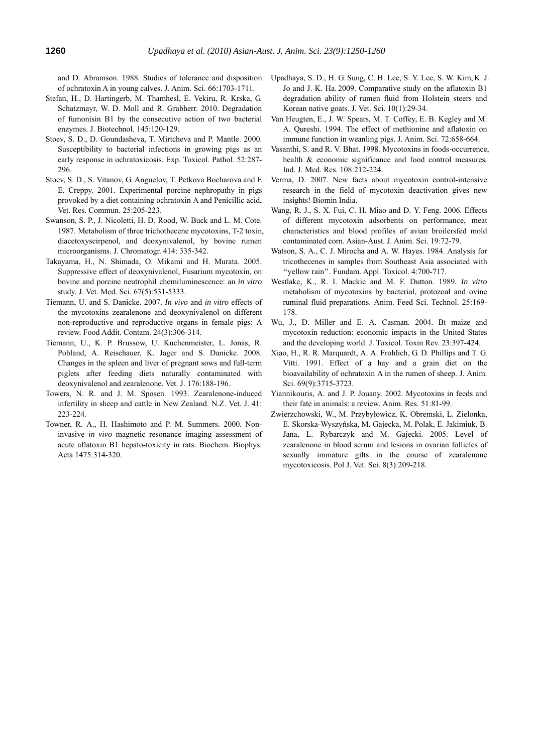and D. Abramson. 1988. Studies of tolerance and disposition of ochratoxin A in young calves. J. Anim. Sci. 66:1703-1711.

Stefan, H., D. Hartingerb, M. Thamhesl, E. Vekiru, R. Krska, G. Schatzmayr, W. D. Moll and R. Grabherr. 2010. Degradation of fumonisin B1 by the consecutive action of two bacterial enzymes. J. Biotechnol. 145:120-129.

Stoev, S. D., D. Goundasheva, T. Mirtcheva and P. Mantle. 2000. Susceptibility to bacterial infections in growing pigs as an early response in ochratoxicosis. Exp. Toxicol. Pathol. 52:287-296.

Stoev, S. D., S. Vitanov, G. Anguelov, T. Petkova Bocharova and E. E. Creppy. 2001. Experimental porcine nephropathy in pigs provoked by a diet containing ochratoxin A and Penicillic acid, Vet. Res. Commun. 25:205-223.

Swanson, S. P., J. Nicoletti, H. D. Rood, W. Buck and L. M. Cote. 1987. Metabolism of three trichothecene mycotoxins, T-2 toxin, diacetoxyscirpenol, and deoxynivalenol, by bovine rumen microorganisms. J. Chromatogr. 414: 335-342.

Takayama, H., N. Shimada, O. Mikami and H. Murata. 2005. Suppressive effect of deoxynivalenol, Fusarium mycotoxin, on bovine and porcine neutrophil chemiluminescence: an *in vitro* study. J. Vet. Med. Sci. 67(5):531-5333.

Tiemann, U. and S. Danicke. 2007. *In vivo* and *in vitro* effects of the mycotoxins zearalenone and deoxynivalenol on different non-reproductive and reproductive organs in female pigs: A review. Food Addit. Contam. 24(3):306-314.

Tiemann, U., K. P. Brussow, U. Kuchenmeister, L. Jonas, R. Pohland, A. Reischauer, K. Jager and S. Danicke. 2008. Changes in the spleen and liver of pregnant sows and full-term piglets after feeding diets naturally contaminated with deoxynivalenol and zearalenone. Vet. J. 176:188-196.

Towers, N. R. and J. M. Sposen. 1993. Zearalenone-induced infertility in sheep and cattle in New Zealand. N.Z. Vet. J. 41: 223-224.

Towner, R. A., H. Hashimoto and P. M. Summers. 2000. Non-invasive *in vivo* magnetic resonance imaging assessment of acute aflatoxin B1 hepato-toxicity in rats. Biochem. Biophys. Acta 1475:314-320.

Upadhaya, S. D., H. G. Sung, C. H. Lee, S. Y. Lee, S. W. Kim, K. J. Jo and J. K. Ha. 2009. Comparative study on the aflatoxin B1 degradation ability of rumen fluid from Holstein steers and Korean native goats. J. Vet. Sci. 10(1):29-34.

Van Heugten, E., J. W. Spears, M. T. Coffey, E. B. Kegley and M. A. Qureshi. 1994. The effect of methionine and aflatoxin on immune function in weanling pigs. J. Anim. Sci. 72:658-664.

Vasanthi, S. and R. V. Bhat. 1998. Mycotoxins in foods-occurrence, health & economic significance and food control measures. Ind. J. Med. Res. 108:212-224.

Verma, D. 2007. New facts about mycotoxin control-intensive research in the field of mycotoxin deactivation gives new insights! Biomin India.

Wang, R. J., S. X. Fui, C. H. Miao and D. Y. Feng. 2006. Effects of different mycotoxin adsorbents on performance, meat characteristics and blood profiles of avian broilersfed mold contaminated corn. Asian-Aust. J. Anim. Sci. 19:72-79.

Watson, S. A., C. J. Mirocha and A. W. Hayes. 1984. Analysis for tricothecenes in samples from Southeast Asia associated with "yellow rain". Fundam. Appl. Toxicol. 4:700-717.

Westlake, K., R. I. Mackie and M. F. Dutton. 1989. *In vitro* metabolism of mycotoxins by bacterial, protozoal and ovine ruminal fluid preparations. Anim. Feed Sci. Technol. 25:169-178.

Wu, J., D. Miller and E. A. Casman. 2004. Bt maize and mycotoxin reduction: economic impacts in the United States and the developing world. J. Toxicol. Toxin Rev. 23:397-424.

Xiao, H., R. R. Marquardt, A. A. Frohlich, G. D. Phillips and T. G. Vitti. 1991. Effect of a hay and a grain diet on the bioavailability of ochratoxin A in the rumen of sheep. J. Anim. Sci. 69(9):3715-3723.

Yiannikouris, A. and J. P. Jouany. 2002. Mycotoxins in feeds and their fate in animals: a review. Anim. Res. 51:81-99.

Zwierzchowski, W., M. Przybyłowicz, K. Obremski, L. Zielonka, E. Skorska-Wyszyńska, M. Gajecka, M. Polak, E. Jakimiuk, B. Jana, L. Rybarczyk and M. Gajecki. 2005. Level of zearalenone in blood serum and lesions in ovarian follicles of sexually immature gilts in the course of zearalenone mycotoxicosis. Pol J. Vet. Sci. 8(3):209-218.